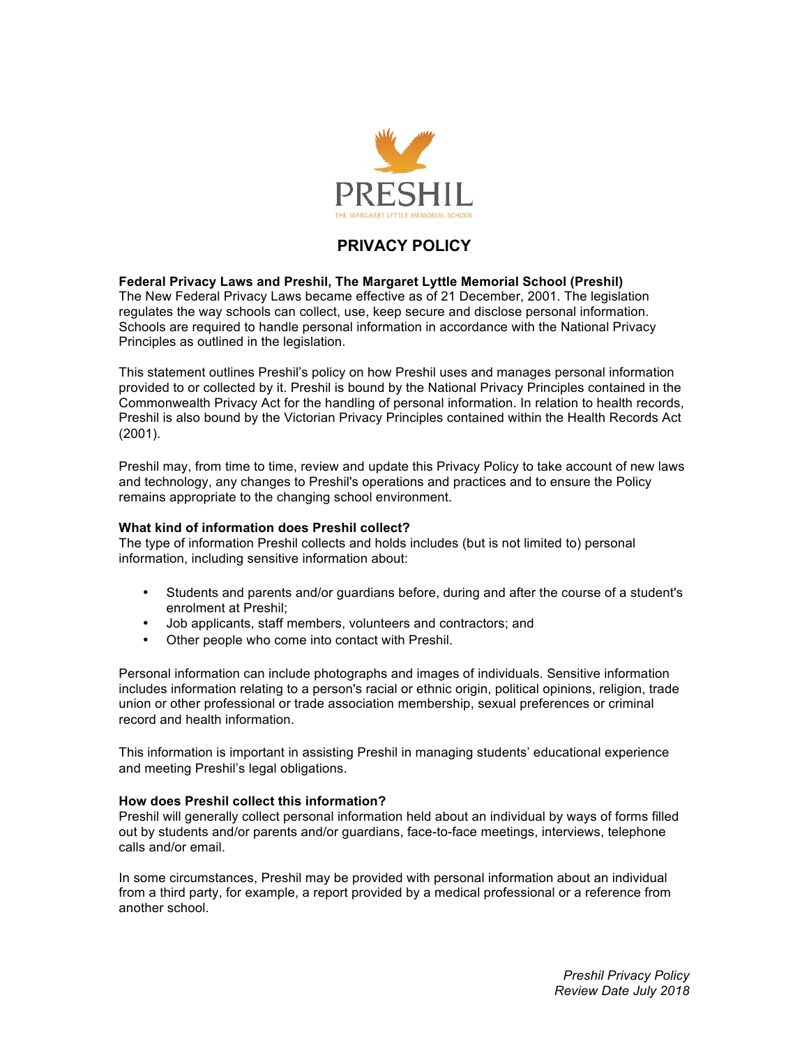PRESHIL

THE MARGARET LYTTLE MEMORIAL SCHOOL

# PRIVACY POLICY

**Federal Privacy Laws and Preshil, The Margaret Lyttle Memorial School (Preshil)**

The New Federal Privacy Laws became effective as of 21 December, 2001. The legislation regulates the way schools can collect, use, keep secure and disclose personal information. Schools are required to handle personal information in accordance with the National Privacy Principles as outlined in the legislation.

This statement outlines Preshil's policy on how Preshil uses and manages personal information provided to or collected by it. Preshil is bound by the National Privacy Principles contained in the Commonwealth Privacy Act for the handling of personal information. In relation to health records, Preshil is also bound by the Victorian Privacy Principles contained within the Health Records Act (2001).

Preshil may, from time to time, review and update this Privacy Policy to take account of new laws and technology, any changes to Preshil's operations and practices and to ensure the Policy remains appropriate to the changing school environment.

**What kind of information does Preshil collect?**

The type of information Preshil collects and holds includes (but is not limited to) personal information, including sensitive information about:

- Students and parents and/or guardians before, during and after the course of a student's enrolment at Preshil;
- Job applicants, staff members, volunteers and contractors; and
- Other people who come into contact with Preshil.

Personal information can include photographs and images of individuals. Sensitive information includes information relating to a person's racial or ethnic origin, political opinions, religion, trade union or other professional or trade association membership, sexual preferences or criminal record and health information.

This information is important in assisting Preshil in managing students' educational experience and meeting Preshil's legal obligations.

**How does Preshil collect this information?**

Preshil will generally collect personal information held about an individual by ways of forms filled out by students and/or parents and/or guardians, face-to-face meetings, interviews, telephone calls and/or email.

In some circumstances, Preshil may be provided with personal information about an individual from a third party, for example, a report provided by a medical professional or a reference from another school.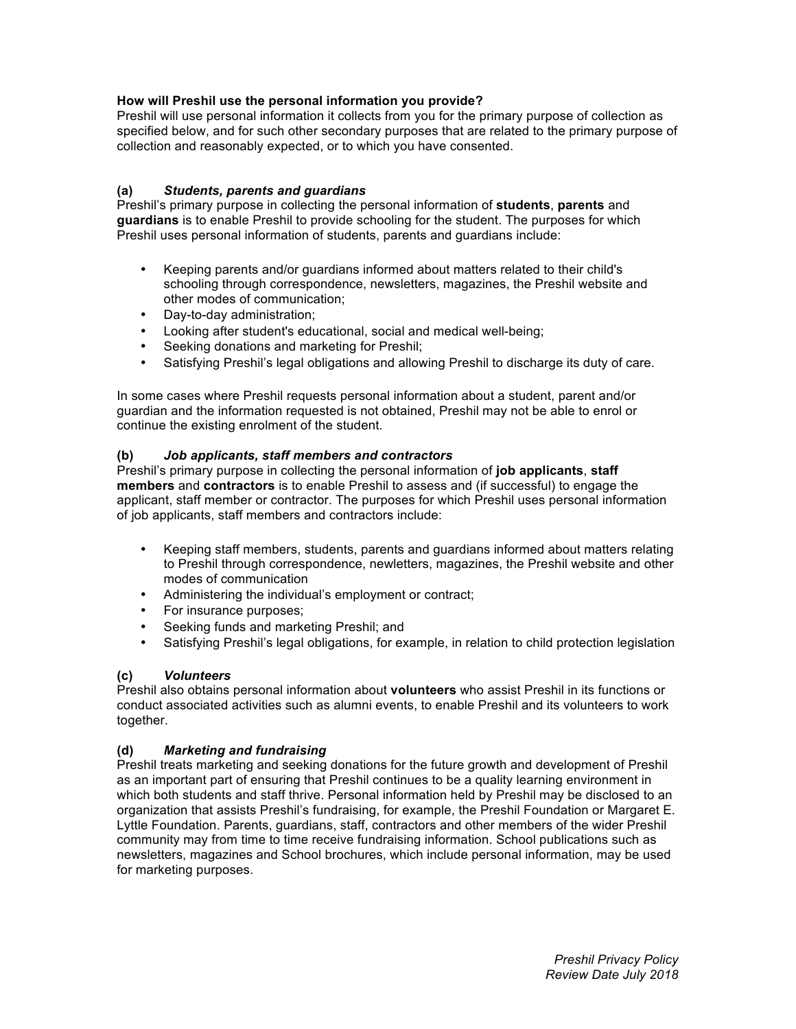**How will Preshil use the personal information you provide?**
Preshil will use personal information it collects from you for the primary purpose of collection as specified below, and for such other secondary purposes that are related to the primary purpose of collection and reasonably expected, or to which you have consented.

**(a)** ***Students, parents and guardians***
Preshil's primary purpose in collecting the personal information of **students**, **parents** and **guardians** is to enable Preshil to provide schooling for the student. The purposes for which Preshil uses personal information of students, parents and guardians include:

- Keeping parents and/or guardians informed about matters related to their child's schooling through correspondence, newsletters, magazines, the Preshil website and other modes of communication;
- Day-to-day administration;
- Looking after student's educational, social and medical well-being;
- Seeking donations and marketing for Preshil;
- Satisfying Preshil's legal obligations and allowing Preshil to discharge its duty of care.

In some cases where Preshil requests personal information about a student, parent and/or guardian and the information requested is not obtained, Preshil may not be able to enrol or continue the existing enrolment of the student.

**(b)** ***Job applicants, staff members and contractors***
Preshil's primary purpose in collecting the personal information of **job applicants**, **staff members** and **contractors** is to enable Preshil to assess and (if successful) to engage the applicant, staff member or contractor. The purposes for which Preshil uses personal information of job applicants, staff members and contractors include:

- Keeping staff members, students, parents and guardians informed about matters relating to Preshil through correspondence, newletters, magazines, the Preshil website and other modes of communication
- Administering the individual's employment or contract;
- For insurance purposes;
- Seeking funds and marketing Preshil; and
- Satisfying Preshil's legal obligations, for example, in relation to child protection legislation

**(c)** ***Volunteers***
Preshil also obtains personal information about **volunteers** who assist Preshil in its functions or conduct associated activities such as alumni events, to enable Preshil and its volunteers to work together.

**(d)** ***Marketing and fundraising***
Preshil treats marketing and seeking donations for the future growth and development of Preshil as an important part of ensuring that Preshil continues to be a quality learning environment in which both students and staff thrive. Personal information held by Preshil may be disclosed to an organization that assists Preshil's fundraising, for example, the Preshil Foundation or Margaret E. Lyttle Foundation. Parents, guardians, staff, contractors and other members of the wider Preshil community may from time to time receive fundraising information. School publications such as newsletters, magazines and School brochures, which include personal information, may be used for marketing purposes.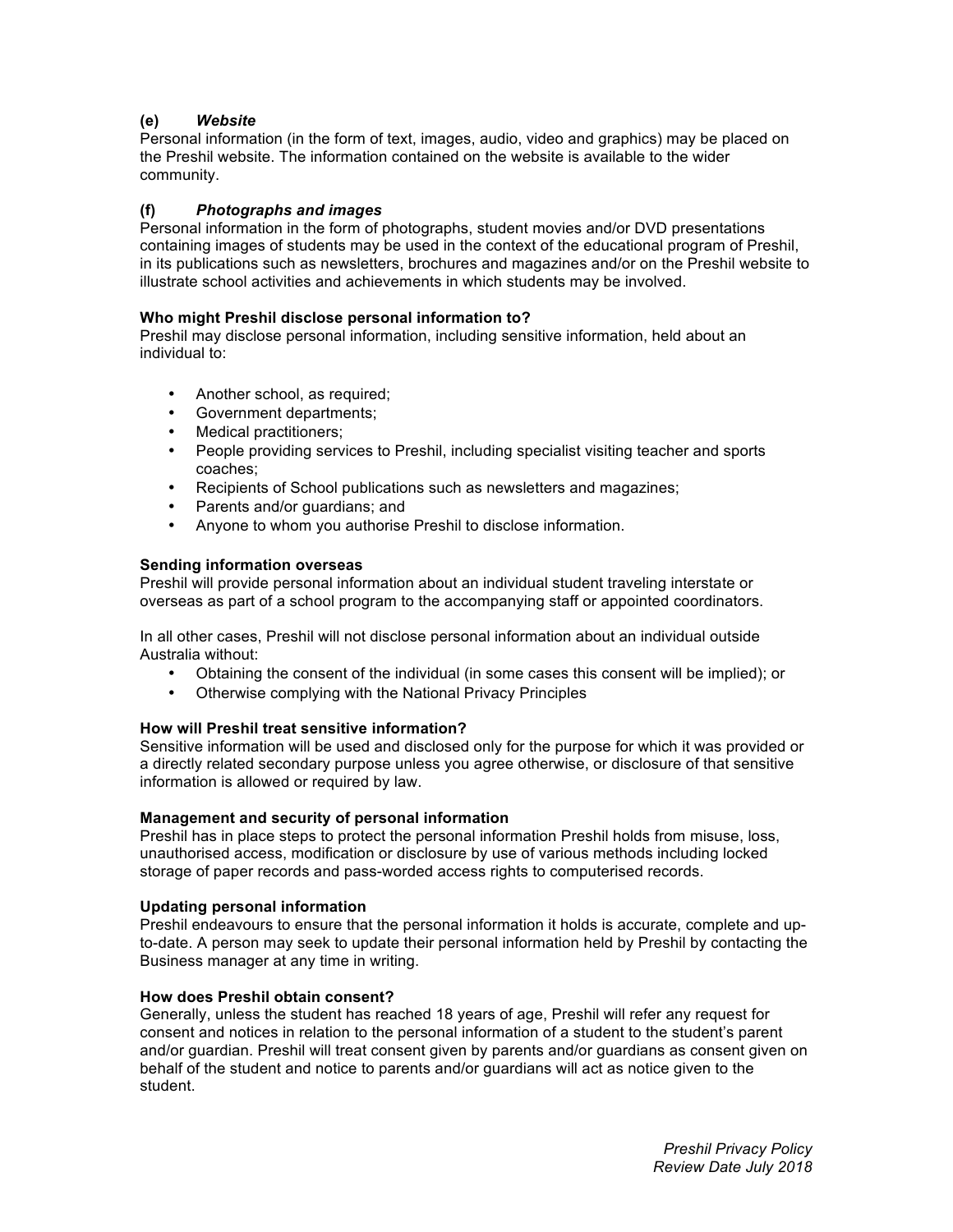### (e) *Website*

Personal information (in the form of text, images, audio, video and graphics) may be placed on the Preshil website. The information contained on the website is available to the wider community.

### (f) *Photographs and images*

Personal information in the form of photographs, student movies and/or DVD presentations containing images of students may be used in the context of the educational program of Preshil, in its publications such as newsletters, brochures and magazines and/or on the Preshil website to illustrate school activities and achievements in which students may be involved.

**Who might Preshil disclose personal information to?**

Preshil may disclose personal information, including sensitive information, held about an individual to:

- Another school, as required;
- Government departments;
- Medical practitioners;
- People providing services to Preshil, including specialist visiting teacher and sports coaches;
- Recipients of School publications such as newsletters and magazines;
- Parents and/or guardians; and
- Anyone to whom you authorise Preshil to disclose information.

**Sending information overseas**

Preshil will provide personal information about an individual student traveling interstate or overseas as part of a school program to the accompanying staff or appointed coordinators.

In all other cases, Preshil will not disclose personal information about an individual outside Australia without:

- Obtaining the consent of the individual (in some cases this consent will be implied); or
- Otherwise complying with the National Privacy Principles

**How will Preshil treat sensitive information?**

Sensitive information will be used and disclosed only for the purpose for which it was provided or a directly related secondary purpose unless you agree otherwise, or disclosure of that sensitive information is allowed or required by law.

**Management and security of personal information**

Preshil has in place steps to protect the personal information Preshil holds from misuse, loss, unauthorised access, modification or disclosure by use of various methods including locked storage of paper records and pass-worded access rights to computerised records.

**Updating personal information**

Preshil endeavours to ensure that the personal information it holds is accurate, complete and up-to-date. A person may seek to update their personal information held by Preshil by contacting the Business manager at any time in writing.

**How does Preshil obtain consent?**

Generally, unless the student has reached 18 years of age, Preshil will refer any request for consent and notices in relation to the personal information of a student to the student's parent and/or guardian. Preshil will treat consent given by parents and/or guardians as consent given on behalf of the student and notice to parents and/or guardians will act as notice given to the student.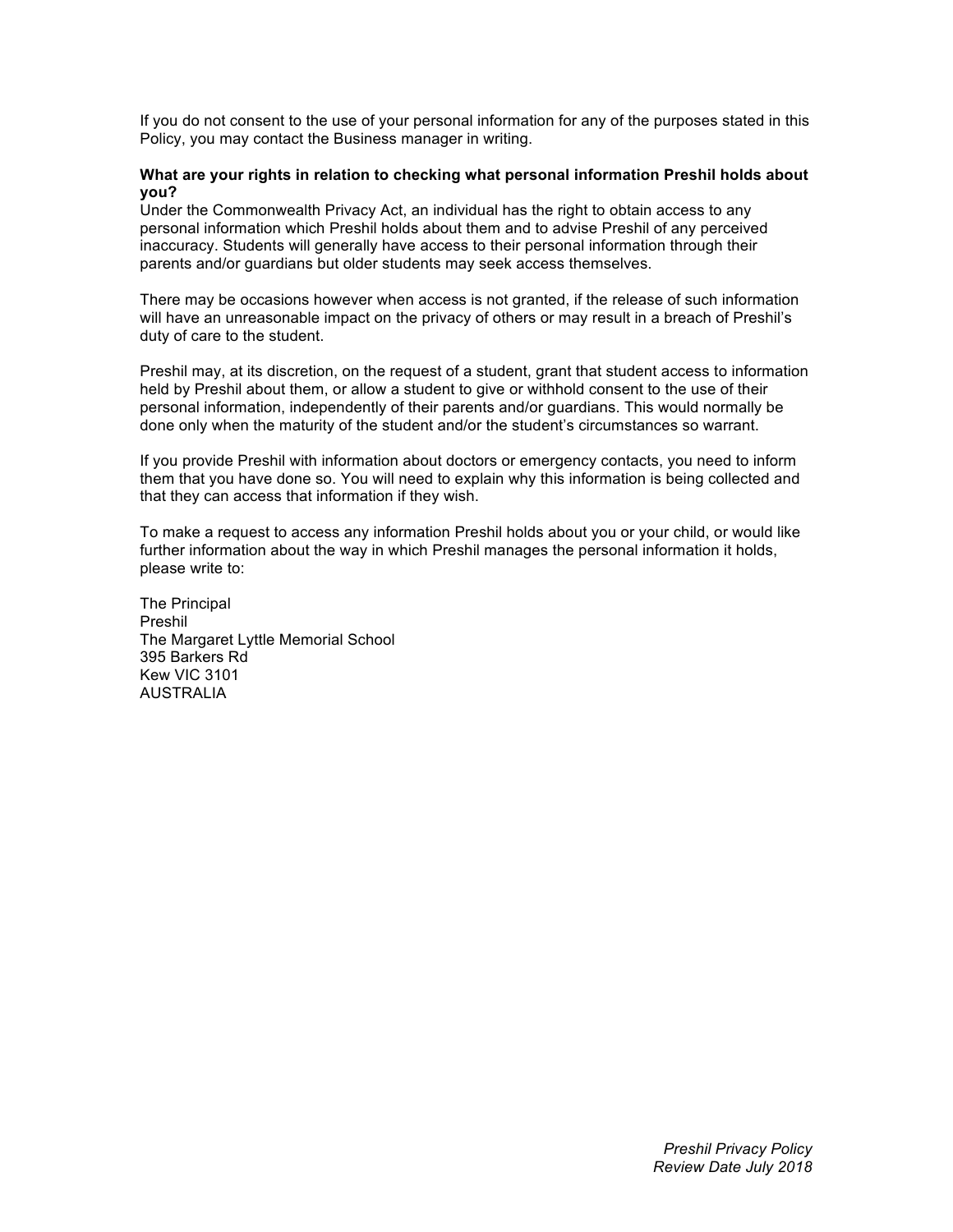If you do not consent to the use of your personal information for any of the purposes stated in this Policy, you may contact the Business manager in writing.

**What are your rights in relation to checking what personal information Preshil holds about you?**

Under the Commonwealth Privacy Act, an individual has the right to obtain access to any personal information which Preshil holds about them and to advise Preshil of any perceived inaccuracy. Students will generally have access to their personal information through their parents and/or guardians but older students may seek access themselves.

There may be occasions however when access is not granted, if the release of such information will have an unreasonable impact on the privacy of others or may result in a breach of Preshil's duty of care to the student.

Preshil may, at its discretion, on the request of a student, grant that student access to information held by Preshil about them, or allow a student to give or withhold consent to the use of their personal information, independently of their parents and/or guardians. This would normally be done only when the maturity of the student and/or the student's circumstances so warrant.

If you provide Preshil with information about doctors or emergency contacts, you need to inform them that you have done so. You will need to explain why this information is being collected and that they can access that information if they wish.

To make a request to access any information Preshil holds about you or your child, or would like further information about the way in which Preshil manages the personal information it holds, please write to:

The Principal
Preshil
The Margaret Lyttle Memorial School
395 Barkers Rd
Kew VIC 3101
AUSTRALIA